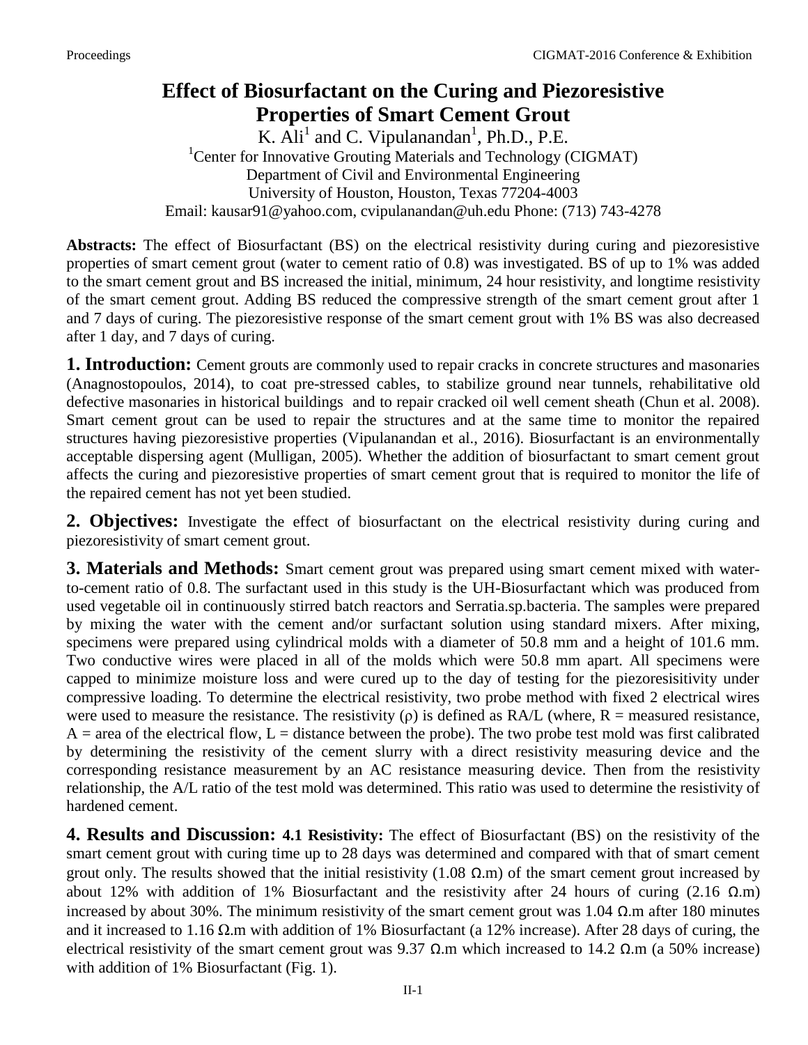# Effect of Biosurfactant on the Curing and Piezoresistive Properties of Smart Cement Grout

K. Ali[1] and C. Vipulanandan[1], Ph.D., P.E.

[1]Center for Innovative Grouting Materials and Technology (CIGMAT)
Department of Civil and Environmental Engineering
University of Houston, Houston, Texas 77204-4003
Email: kausar91@yahoo.com, cvipulanandan@uh.edu Phone: (713) 743-4278

**Abstracts:** The effect of Biosurfactant (BS) on the electrical resistivity during curing and piezoresistive properties of smart cement grout (water to cement ratio of 0.8) was investigated. BS of up to 1% was added to the smart cement grout and BS increased the initial, minimum, 24 hour resistivity, and longtime resistivity of the smart cement grout. Adding BS reduced the compressive strength of the smart cement grout after 1 and 7 days of curing. The piezoresistive response of the smart cement grout with 1% BS was also decreased after 1 day, and 7 days of curing.

**1. Introduction:** Cement grouts are commonly used to repair cracks in concrete structures and masonaries (Anagnostopoulos, 2014), to coat pre-stressed cables, to stabilize ground near tunnels, rehabilitative old defective masonaries in historical buildings and to repair cracked oil well cement sheath (Chun et al. 2008). Smart cement grout can be used to repair the structures and at the same time to monitor the repaired structures having piezoresistive properties (Vipulanandan et al., 2016). Biosurfactant is an environmentally acceptable dispersing agent (Mulligan, 2005). Whether the addition of biosurfactant to smart cement grout affects the curing and piezoresistive properties of smart cement grout that is required to monitor the life of the repaired cement has not yet been studied.

**2. Objectives:** Investigate the effect of biosurfactant on the electrical resistivity during curing and piezoresistivity of smart cement grout.

**3. Materials and Methods:** Smart cement grout was prepared using smart cement mixed with water-to-cement ratio of 0.8. The surfactant used in this study is the UH-Biosurfactant which was produced from used vegetable oil in continuously stirred batch reactors and Serratia.sp.bacteria. The samples were prepared by mixing the water with the cement and/or surfactant solution using standard mixers. After mixing, specimens were prepared using cylindrical molds with a diameter of 50.8 mm and a height of 101.6 mm. Two conductive wires were placed in all of the molds which were 50.8 mm apart. All specimens were capped to minimize moisture loss and were cured up to the day of testing for the piezoresisitivity under compressive loading. To determine the electrical resistivity, two probe method with fixed 2 electrical wires were used to measure the resistance. The resistivity ($\rho$) is defined as RA/L (where, R = measured resistance, A = area of the electrical flow, L = distance between the probe). The two probe test mold was first calibrated by determining the resistivity of the cement slurry with a direct resistivity measuring device and the corresponding resistance measurement by an AC resistance measuring device. Then from the resistivity relationship, the A/L ratio of the test mold was determined. This ratio was used to determine the resistivity of hardened cement.

**4. Results and Discussion:** **4.1 Resistivity:** The effect of Biosurfactant (BS) on the resistivity of the smart cement grout with curing time up to 28 days was determined and compared with that of smart cement grout only. The results showed that the initial resistivity (1.08 Ω.m) of the smart cement grout increased by about 12% with addition of 1% Biosurfactant and the resistivity after 24 hours of curing (2.16 Ω.m) increased by about 30%. The minimum resistivity of the smart cement grout was 1.04 Ω.m after 180 minutes and it increased to 1.16 Ω.m with addition of 1% Biosurfactant (a 12% increase). After 28 days of curing, the electrical resistivity of the smart cement grout was 9.37 Ω.m which increased to 14.2 Ω.m (a 50% increase) with addition of 1% Biosurfactant (Fig. 1).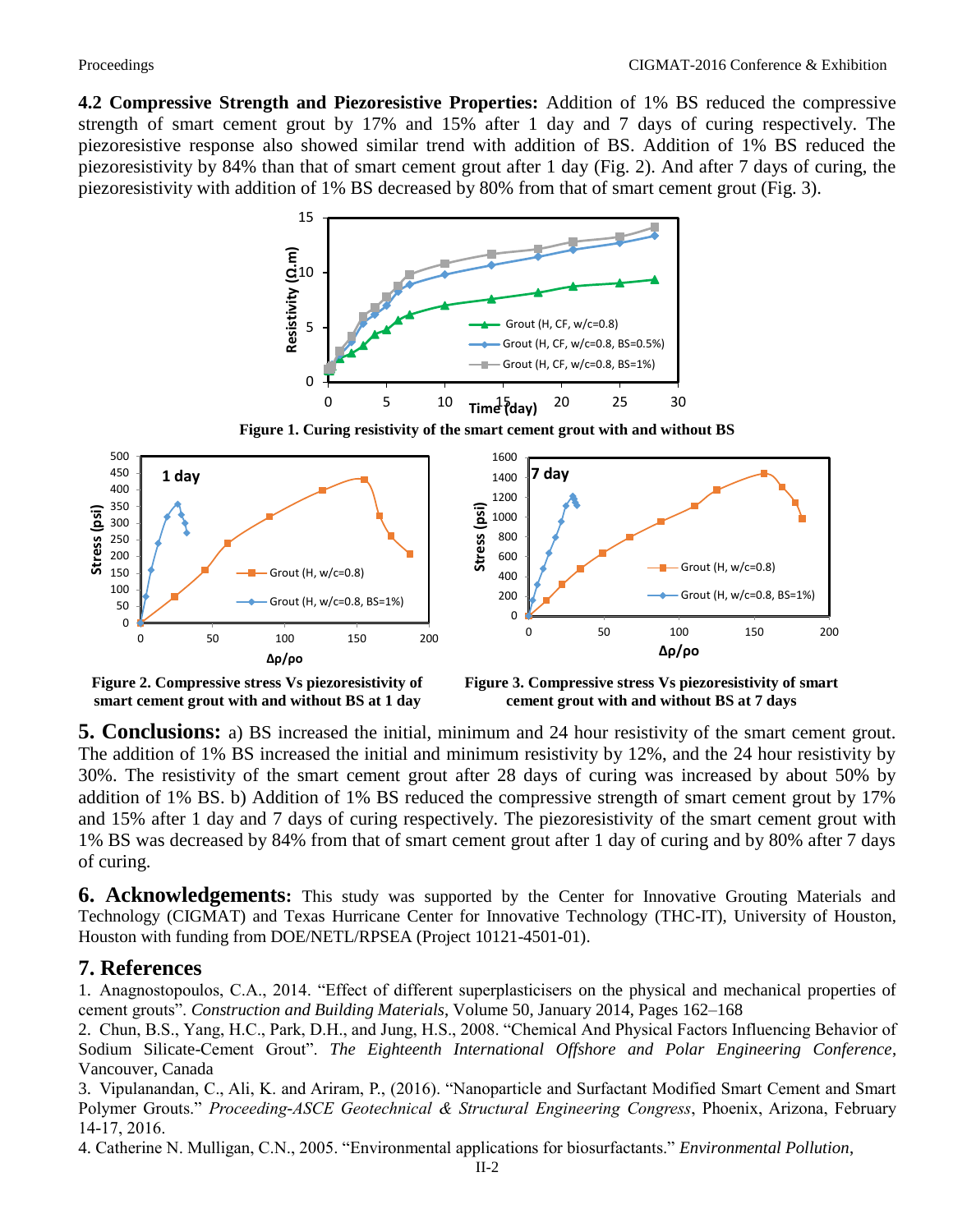**4.2 Compressive Strength and Piezoresistive Properties:** Addition of 1% BS reduced the compressive strength of smart cement grout by 17% and 15% after 1 day and 7 days of curing respectively. The piezoresistive response also showed similar trend with addition of BS. Addition of 1% BS reduced the piezoresistivity by 84% than that of smart cement grout after 1 day (Fig. 2). And after 7 days of curing, the piezoresistivity with addition of 1% BS decreased by 80% from that of smart cement grout (Fig. 3).

**Figure 1. Curing resistivity of the smart cement grout with and without BS**

**Figure 2. Compressive stress Vs piezoresistivity of smart cement grout with and without BS at 1 day**

**Figure 3. Compressive stress Vs piezoresistivity of smart cement grout with and without BS at 7 days**

## 5. Conclusions:

a) BS increased the initial, minimum and 24 hour resistivity of the smart cement grout. The addition of 1% BS increased the initial and minimum resistivity by 12%, and the 24 hour resistivity by 30%. The resistivity of the smart cement grout after 28 days of curing was increased by about 50% by addition of 1% BS. b) Addition of 1% BS reduced the compressive strength of smart cement grout by 17% and 15% after 1 day and 7 days of curing respectively. The piezoresistivity of the smart cement grout with 1% BS was decreased by 84% from that of smart cement grout after 1 day of curing and by 80% after 7 days of curing.

## 6. Acknowledgements:

This study was supported by the Center for Innovative Grouting Materials and Technology (CIGMAT) and Texas Hurricane Center for Innovative Technology (THC-IT), University of Houston, Houston with funding from DOE/NETL/RPSEA (Project 10121-4501-01).

## 7. References

1. Anagnostopoulos, C.A., 2014. "Effect of different superplasticisers on the physical and mechanical properties of cement grouts". *Construction and Building Materials*, Volume 50, January 2014, Pages 162–168
2. Chun, B.S., Yang, H.C., Park, D.H., and Jung, H.S., 2008. "Chemical And Physical Factors Influencing Behavior of Sodium Silicate-Cement Grout". *The Eighteenth International Offshore and Polar Engineering Conference*, Vancouver, Canada
3. Vipulanandan, C., Ali, K. and Ariram, P., (2016). "Nanoparticle and Surfactant Modified Smart Cement and Smart Polymer Grouts." *Proceeding-ASCE Geotechnical & Structural Engineering Congress*, Phoenix, Arizona, February 14-17, 2016.
4. Catherine N. Mulligan, C.N., 2005. "Environmental applications for biosurfactants." *Environmental Pollution*,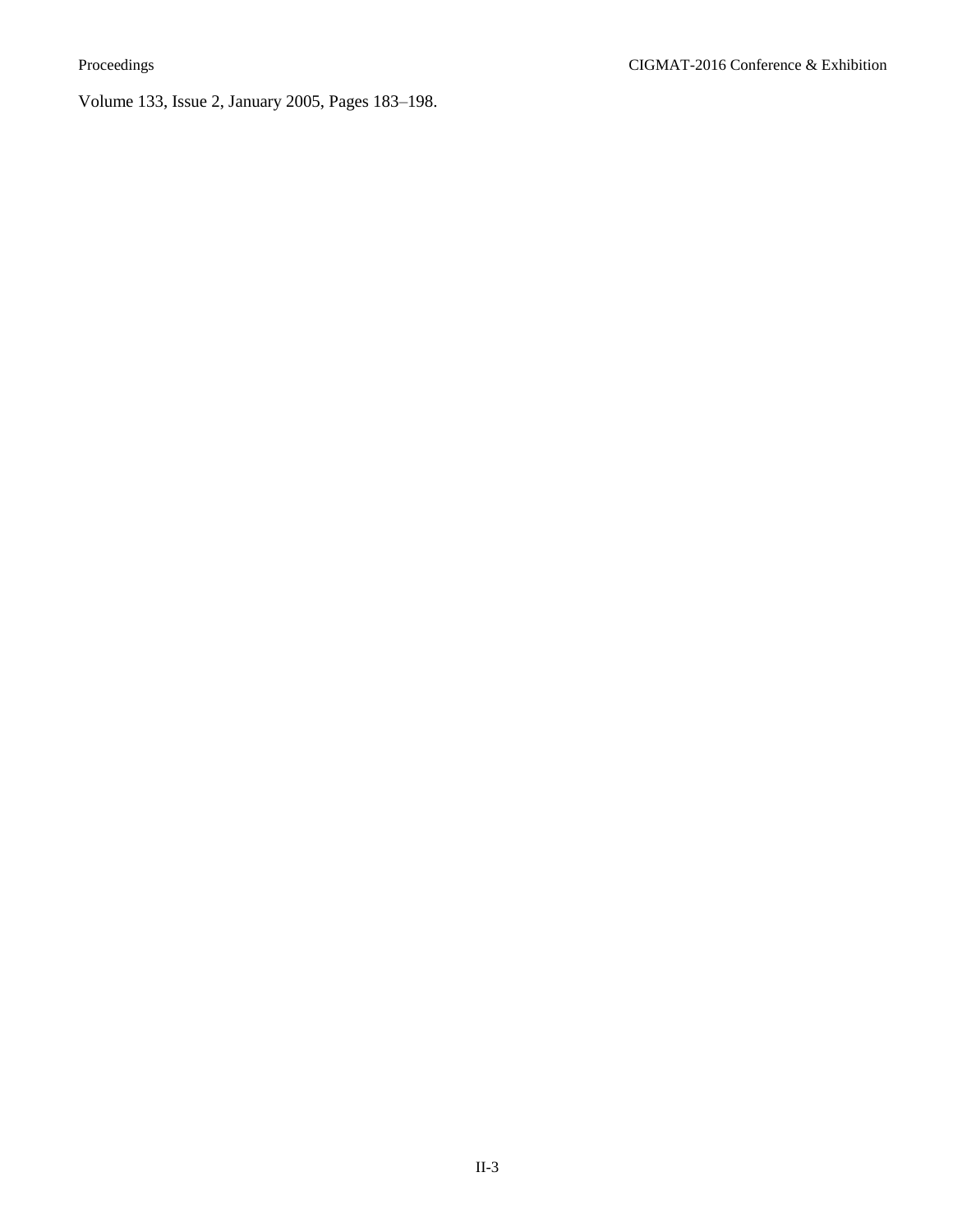Volume 133, Issue 2, January 2005, Pages 183–198.